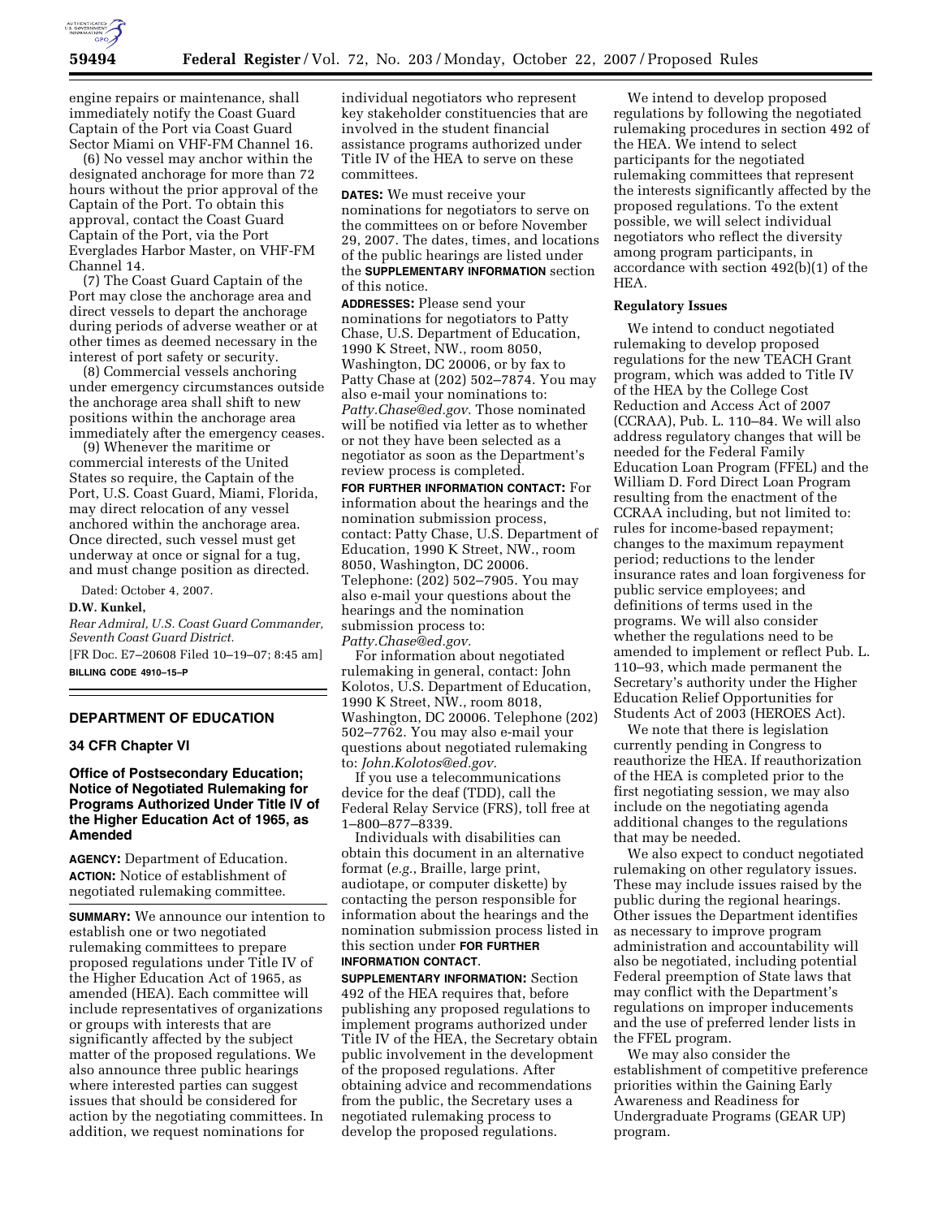engine repairs or maintenance, shall immediately notify the Coast Guard Captain of the Port via Coast Guard Sector Miami on VHF-FM Channel 16.

(6) No vessel may anchor within the designated anchorage for more than 72 hours without the prior approval of the Captain of the Port. To obtain this approval, contact the Coast Guard Captain of the Port, via the Port Everglades Harbor Master, on VHF-FM Channel 14.

(7) The Coast Guard Captain of the Port may close the anchorage area and direct vessels to depart the anchorage during periods of adverse weather or at other times as deemed necessary in the interest of port safety or security.

(8) Commercial vessels anchoring under emergency circumstances outside the anchorage area shall shift to new positions within the anchorage area immediately after the emergency ceases.

(9) Whenever the maritime or commercial interests of the United States so require, the Captain of the Port, U.S. Coast Guard, Miami, Florida, may direct relocation of any vessel anchored within the anchorage area. Once directed, such vessel must get underway at once or signal for a tug, and must change position as directed.

Dated: October 4, 2007.

**D.W. Kunkel,**

*Rear Admiral, U.S. Coast Guard Commander, Seventh Coast Guard District.*

[FR Doc. E7–20608 Filed 10–19–07; 8:45 am]

**BILLING CODE 4910–15–P**

## DEPARTMENT OF EDUCATION

### 34 CFR Chapter VI

### Office of Postsecondary Education; Notice of Negotiated Rulemaking for Programs Authorized Under Title IV of the Higher Education Act of 1965, as Amended

**AGENCY:** Department of Education.

**ACTION:** Notice of establishment of negotiated rulemaking committee.

**SUMMARY:** We announce our intention to establish one or two negotiated rulemaking committees to prepare proposed regulations under Title IV of the Higher Education Act of 1965, as amended (HEA). Each committee will include representatives of organizations or groups with interests that are significantly affected by the subject matter of the proposed regulations. We also announce three public hearings where interested parties can suggest issues that should be considered for action by the negotiating committees. In addition, we request nominations for individual negotiators who represent key stakeholder constituencies that are involved in the student financial assistance programs authorized under Title IV of the HEA to serve on these committees.

**DATES:** We must receive your nominations for negotiators to serve on the committees on or before November 29, 2007. The dates, times, and locations of the public hearings are listed under the **SUPPLEMENTARY INFORMATION** section of this notice.

**ADDRESSES:** Please send your nominations for negotiators to Patty Chase, U.S. Department of Education, 1990 K Street, NW., room 8050, Washington, DC 20006, or by fax to Patty Chase at (202) 502–7874. You may also e-mail your nominations to: *Patty.Chase@ed.gov.* Those nominated will be notified via letter as to whether or not they have been selected as a negotiator as soon as the Department's review process is completed.

**FOR FURTHER INFORMATION CONTACT:** For information about the hearings and the nomination submission process, contact: Patty Chase, U.S. Department of Education, 1990 K Street, NW., room 8050, Washington, DC 20006. Telephone: (202) 502–7905. You may also e-mail your questions about the hearings and the nomination submission process to: *Patty.Chase@ed.gov.*

For information about negotiated rulemaking in general, contact: John Kolotos, U.S. Department of Education, 1990 K Street, NW., room 8018, Washington, DC 20006. Telephone (202) 502–7762. You may also e-mail your questions about negotiated rulemaking to: *John.Kolotos@ed.gov.*

If you use a telecommunications device for the deaf (TDD), call the Federal Relay Service (FRS), toll free at 1–800–877–8339.

Individuals with disabilities can obtain this document in an alternative format (*e.g.*, Braille, large print, audiotape, or computer diskette) by contacting the person responsible for information about the hearings and the nomination submission process listed in this section under **FOR FURTHER INFORMATION CONTACT.**

**SUPPLEMENTARY INFORMATION:** Section 492 of the HEA requires that, before publishing any proposed regulations to implement programs authorized under Title IV of the HEA, the Secretary obtain public involvement in the development of the proposed regulations. After obtaining advice and recommendations from the public, the Secretary uses a negotiated rulemaking process to develop the proposed regulations.

We intend to develop proposed regulations by following the negotiated rulemaking procedures in section 492 of the HEA. We intend to select participants for the negotiated rulemaking committees that represent the interests significantly affected by the proposed regulations. To the extent possible, we will select individual negotiators who reflect the diversity among program participants, in accordance with section 492(b)(1) of the HEA.

**Regulatory Issues**

We intend to conduct negotiated rulemaking to develop proposed regulations for the new TEACH Grant program, which was added to Title IV of the HEA by the College Cost Reduction and Access Act of 2007 (CCRAA), Pub. L. 110–84. We will also address regulatory changes that will be needed for the Federal Family Education Loan Program (FFEL) and the William D. Ford Direct Loan Program resulting from the enactment of the CCRAA including, but not limited to: rules for income-based repayment; changes to the maximum repayment period; reductions to the lender insurance rates and loan forgiveness for public service employees; and definitions of terms used in the programs. We will also consider whether the regulations need to be amended to implement or reflect Pub. L. 110–93, which made permanent the Secretary's authority under the Higher Education Relief Opportunities for Students Act of 2003 (HEROES Act).

We note that there is legislation currently pending in Congress to reauthorize the HEA. If reauthorization of the HEA is completed prior to the first negotiating session, we may also include on the negotiating agenda additional changes to the regulations that may be needed.

We also expect to conduct negotiated rulemaking on other regulatory issues. These may include issues raised by the public during the regional hearings. Other issues the Department identifies as necessary to improve program administration and accountability will also be negotiated, including potential Federal preemption of State laws that may conflict with the Department's regulations on improper inducements and the use of preferred lender lists in the FFEL program.

We may also consider the establishment of competitive preference priorities within the Gaining Early Awareness and Readiness for Undergraduate Programs (GEAR UP) program.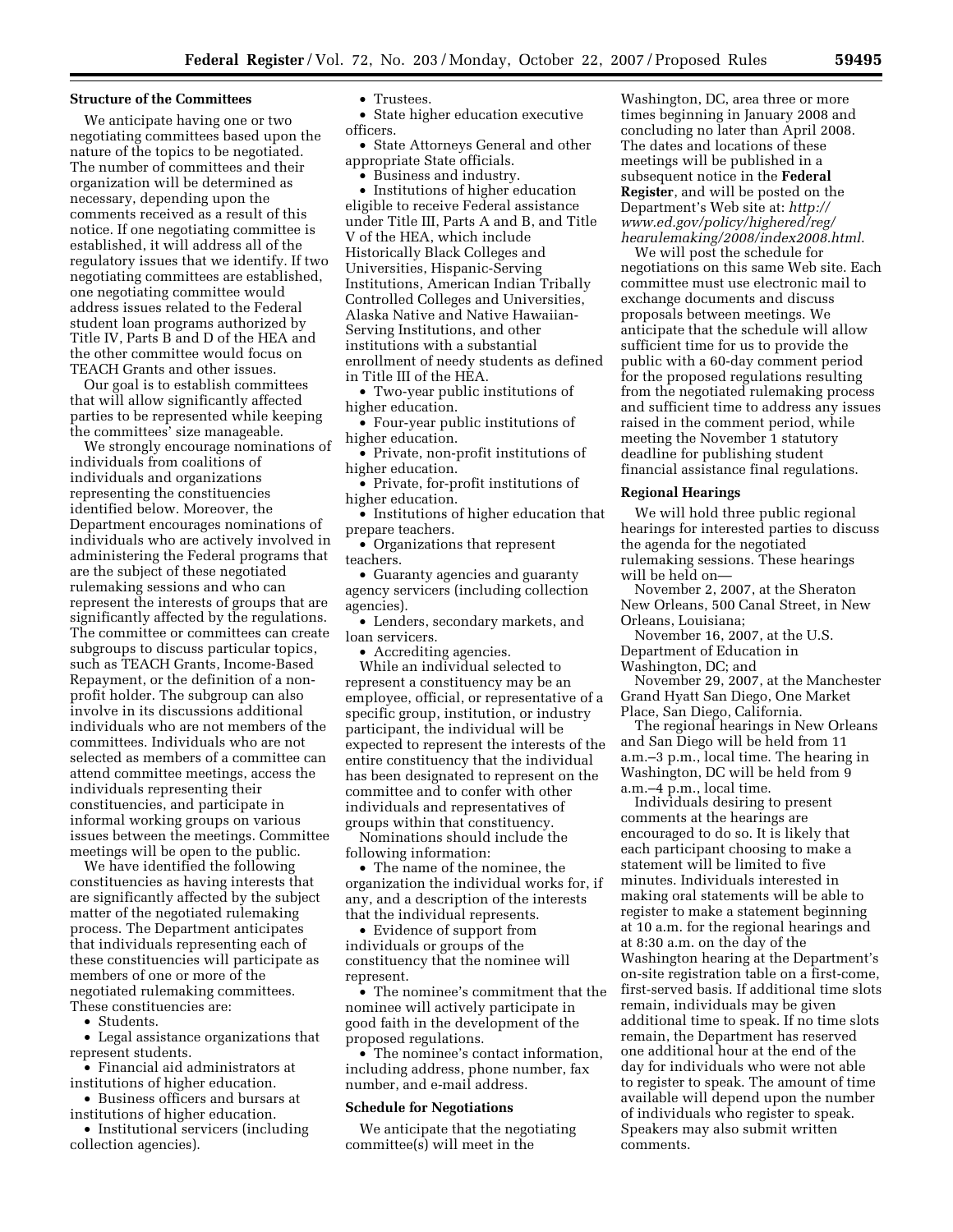**Structure of the Committees**

We anticipate having one or two negotiating committees based upon the nature of the topics to be negotiated. The number of committees and their organization will be determined as necessary, depending upon the comments received as a result of this notice. If one negotiating committee is established, it will address all of the regulatory issues that we identify. If two negotiating committees are established, one negotiating committee would address issues related to the Federal student loan programs authorized by Title IV, Parts B and D of the HEA and the other committee would focus on TEACH Grants and other issues.

Our goal is to establish committees that will allow significantly affected parties to be represented while keeping the committees' size manageable.

We strongly encourage nominations of individuals from coalitions of individuals and organizations representing the constituencies identified below. Moreover, the Department encourages nominations of individuals who are actively involved in administering the Federal programs that are the subject of these negotiated rulemaking sessions and who can represent the interests of groups that are significantly affected by the regulations. The committee or committees can create subgroups to discuss particular topics, such as TEACH Grants, Income-Based Repayment, or the definition of a non-profit holder. The subgroup can also involve in its discussions additional individuals who are not members of the committees. Individuals who are not selected as members of a committee can attend committee meetings, access the individuals representing their constituencies, and participate in informal working groups on various issues between the meetings. Committee meetings will be open to the public.

We have identified the following constituencies as having interests that are significantly affected by the subject matter of the negotiated rulemaking process. The Department anticipates that individuals representing each of these constituencies will participate as members of one or more of the negotiated rulemaking committees. These constituencies are:

- Students.
- Legal assistance organizations that represent students.
- Financial aid administrators at institutions of higher education.
- Business officers and bursars at institutions of higher education.
- Institutional servicers (including collection agencies).
- Trustees.
- State higher education executive officers.
- State Attorneys General and other appropriate State officials.
- Business and industry.
- Institutions of higher education eligible to receive Federal assistance under Title III, Parts A and B, and Title V of the HEA, which include Historically Black Colleges and Universities, Hispanic-Serving Institutions, American Indian Tribally Controlled Colleges and Universities, Alaska Native and Native Hawaiian-Serving Institutions, and other institutions with a substantial enrollment of needy students as defined in Title III of the HEA.
- Two-year public institutions of higher education.
- Four-year public institutions of higher education.
- Private, non-profit institutions of higher education.
- Private, for-profit institutions of higher education.
- Institutions of higher education that prepare teachers.
- Organizations that represent teachers.
- Guaranty agencies and guaranty agency servicers (including collection agencies).
- Lenders, secondary markets, and loan servicers.
- Accrediting agencies.

While an individual selected to represent a constituency may be an employee, official, or representative of a specific group, institution, or industry participant, the individual will be expected to represent the interests of the entire constituency that the individual has been designated to represent on the committee and to confer with other individuals and representatives of groups within that constituency.

Nominations should include the following information:

- The name of the nominee, the organization the individual works for, if any, and a description of the interests that the individual represents.
- Evidence of support from individuals or groups of the constituency that the nominee will represent.
- The nominee's commitment that the nominee will actively participate in good faith in the development of the proposed regulations.
- The nominee's contact information, including address, phone number, fax number, and e-mail address.

**Schedule for Negotiations**

We anticipate that the negotiating committee(s) will meet in the Washington, DC, area three or more times beginning in January 2008 and concluding no later than April 2008. The dates and locations of these meetings will be published in a subsequent notice in the **Federal Register**, and will be posted on the Department's Web site at: *http://www.ed.gov/policy/highered/reg/hearulemaking/2008/index2008.html.*

We will post the schedule for negotiations on this same Web site. Each committee must use electronic mail to exchange documents and discuss proposals between meetings. We anticipate that the schedule will allow sufficient time for us to provide the public with a 60-day comment period for the proposed regulations resulting from the negotiated rulemaking process and sufficient time to address any issues raised in the comment period, while meeting the November 1 statutory deadline for publishing student financial assistance final regulations.

**Regional Hearings**

We will hold three public regional hearings for interested parties to discuss the agenda for the negotiated rulemaking sessions. These hearings will be held on—

November 2, 2007, at the Sheraton New Orleans, 500 Canal Street, in New Orleans, Louisiana;

November 16, 2007, at the U.S. Department of Education in Washington, DC; and

November 29, 2007, at the Manchester Grand Hyatt San Diego, One Market Place, San Diego, California.

The regional hearings in New Orleans and San Diego will be held from 11 a.m.–3 p.m., local time. The hearing in Washington, DC will be held from 9 a.m.–4 p.m., local time.

Individuals desiring to present comments at the hearings are encouraged to do so. It is likely that each participant choosing to make a statement will be limited to five minutes. Individuals interested in making oral statements will be able to register to make a statement beginning at 10 a.m. for the regional hearings and at 8:30 a.m. on the day of the Washington hearing at the Department's on-site registration table on a first-come, first-served basis. If additional time slots remain, individuals may be given additional time to speak. If no time slots remain, the Department has reserved one additional hour at the end of the day for individuals who were not able to register to speak. The amount of time available will depend upon the number of individuals who register to speak. Speakers may also submit written comments.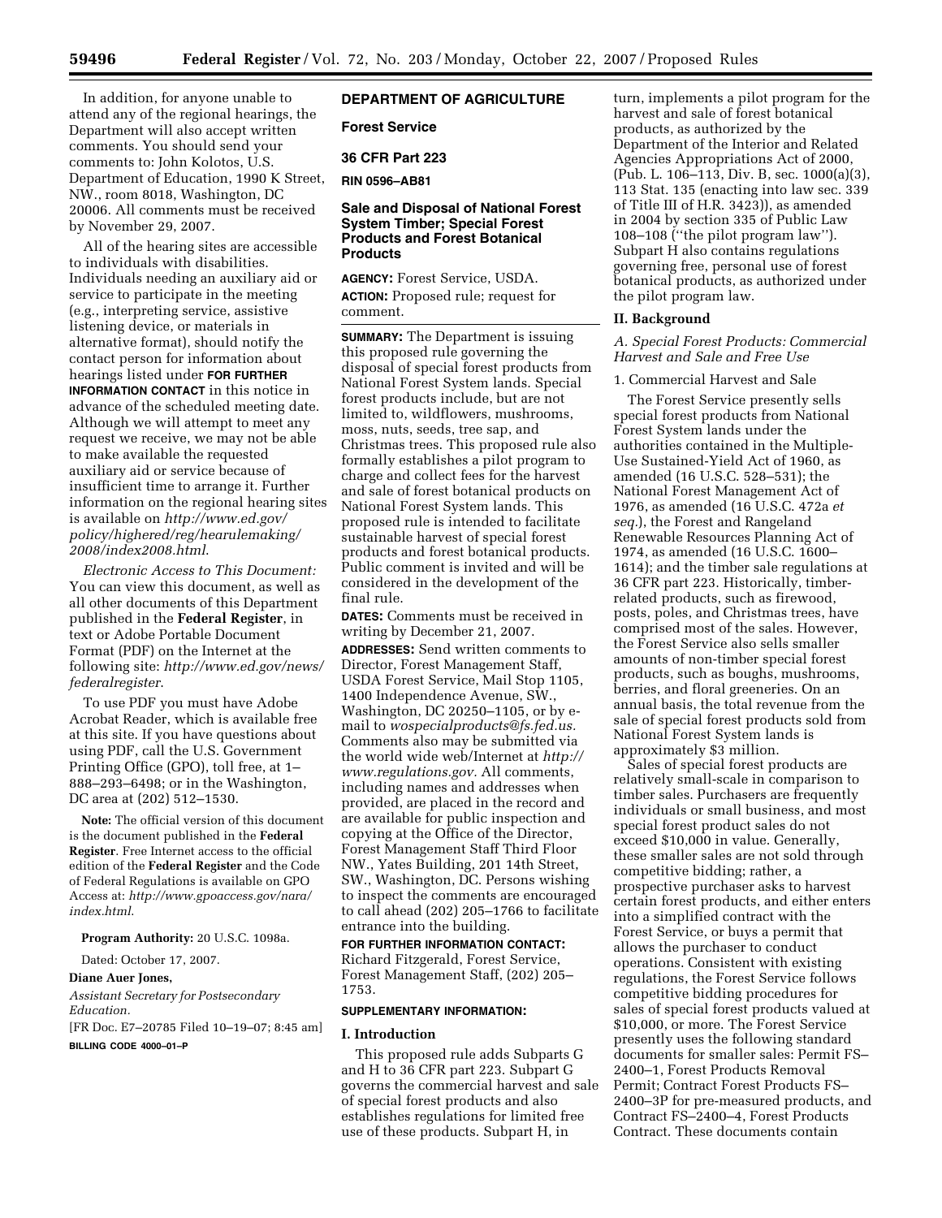In addition, for anyone unable to attend any of the regional hearings, the Department will also accept written comments. You should send your comments to: John Kolotos, U.S. Department of Education, 1990 K Street, NW., room 8018, Washington, DC 20006. All comments must be received by November 29, 2007.

All of the hearing sites are accessible to individuals with disabilities. Individuals needing an auxiliary aid or service to participate in the meeting (e.g., interpreting service, assistive listening device, or materials in alternative format), should notify the contact person for information about hearings listed under **FOR FURTHER INFORMATION CONTACT** in this notice in advance of the scheduled meeting date. Although we will attempt to meet any request we receive, we may not be able to make available the requested auxiliary aid or service because of insufficient time to arrange it. Further information on the regional hearing sites is available on *http://www.ed.gov/policy/highered/reg/hearulemaking/2008/index2008.html*.

*Electronic Access to This Document:* You can view this document, as well as all other documents of this Department published in the **Federal Register**, in text or Adobe Portable Document Format (PDF) on the Internet at the following site: *http://www.ed.gov/news/federalregister*.

To use PDF you must have Adobe Acrobat Reader, which is available free at this site. If you have questions about using PDF, call the U.S. Government Printing Office (GPO), toll free, at 1–888–293–6498; or in the Washington, DC area at (202) 512–1530.

**Note:** The official version of this document is the document published in the **Federal Register**. Free Internet access to the official edition of the **Federal Register** and the Code of Federal Regulations is available on GPO Access at: *http://www.gpoaccess.gov/nara/index.html*.

**Program Authority:** 20 U.S.C. 1098a.

Dated: October 17, 2007.

**Diane Auer Jones,**

*Assistant Secretary for Postsecondary Education.*

[FR Doc. E7–20785 Filed 10–19–07; 8:45 am]

**BILLING CODE 4000–01–P**

## DEPARTMENT OF AGRICULTURE

### Forest Service

### 36 CFR Part 223

### RIN 0596–AB81

### Sale and Disposal of National Forest System Timber; Special Forest Products and Forest Botanical Products

**AGENCY:** Forest Service, USDA.

**ACTION:** Proposed rule; request for comment.

**SUMMARY:** The Department is issuing this proposed rule governing the disposal of special forest products from National Forest System lands. Special forest products include, but are not limited to, wildflowers, mushrooms, moss, nuts, seeds, tree sap, and Christmas trees. This proposed rule also formally establishes a pilot program to charge and collect fees for the harvest and sale of forest botanical products on National Forest System lands. This proposed rule is intended to facilitate sustainable harvest of special forest products and forest botanical products. Public comment is invited and will be considered in the development of the final rule.

**DATES:** Comments must be received in writing by December 21, 2007.

**ADDRESSES:** Send written comments to Director, Forest Management Staff, USDA Forest Service, Mail Stop 1105, 1400 Independence Avenue, SW., Washington, DC 20250–1105, or by e-mail to *wospecialproducts@fs.fed.us.* Comments also may be submitted via the world wide web/Internet at *http://www.regulations.gov.* All comments, including names and addresses when provided, are placed in the record and are available for public inspection and copying at the Office of the Director, Forest Management Staff Third Floor NW., Yates Building, 201 14th Street, SW., Washington, DC. Persons wishing to inspect the comments are encouraged to call ahead (202) 205–1766 to facilitate entrance into the building.

**FOR FURTHER INFORMATION CONTACT:** Richard Fitzgerald, Forest Service, Forest Management Staff, (202) 205–1753.

**SUPPLEMENTARY INFORMATION:**

### I. Introduction

This proposed rule adds Subparts G and H to 36 CFR part 223. Subpart G governs the commercial harvest and sale of special forest products and also establishes regulations for limited free use of these products. Subpart H, in turn, implements a pilot program for the harvest and sale of forest botanical products, as authorized by the Department of the Interior and Related Agencies Appropriations Act of 2000, (Pub. L. 106–113, Div. B, sec. 1000(a)(3), 113 Stat. 135 (enacting into law sec. 339 of Title III of H.R. 3423)), as amended in 2004 by section 335 of Public Law 108–108 (''the pilot program law''). Subpart H also contains regulations governing free, personal use of forest botanical products, as authorized under the pilot program law.

### II. Background

#### *A. Special Forest Products: Commercial Harvest and Sale and Free Use*

1. Commercial Harvest and Sale

The Forest Service presently sells special forest products from National Forest System lands under the authorities contained in the Multiple-Use Sustained-Yield Act of 1960, as amended (16 U.S.C. 528–531); the National Forest Management Act of 1976, as amended (16 U.S.C. 472a *et seq.*), the Forest and Rangeland Renewable Resources Planning Act of 1974, as amended (16 U.S.C. 1600–1614); and the timber sale regulations at 36 CFR part 223. Historically, timber-related products, such as firewood, posts, poles, and Christmas trees, have comprised most of the sales. However, the Forest Service also sells smaller amounts of non-timber special forest products, such as boughs, mushrooms, berries, and floral greeneries. On an annual basis, the total revenue from the sale of special forest products sold from National Forest System lands is approximately $3 million.

Sales of special forest products are relatively small-scale in comparison to timber sales. Purchasers are frequently individuals or small business, and most special forest product sales do not exceed $10,000 in value. Generally, these smaller sales are not sold through competitive bidding; rather, a prospective purchaser asks to harvest certain forest products, and either enters into a simplified contract with the Forest Service, or buys a permit that allows the purchaser to conduct operations. Consistent with existing regulations, the Forest Service follows competitive bidding procedures for sales of special forest products valued at $10,000, or more. The Forest Service presently uses the following standard documents for smaller sales: Permit FS–2400–1, Forest Products Removal Permit; Contract Forest Products FS–2400–3P for pre-measured products, and Contract FS–2400–4, Forest Products Contract. These documents contain